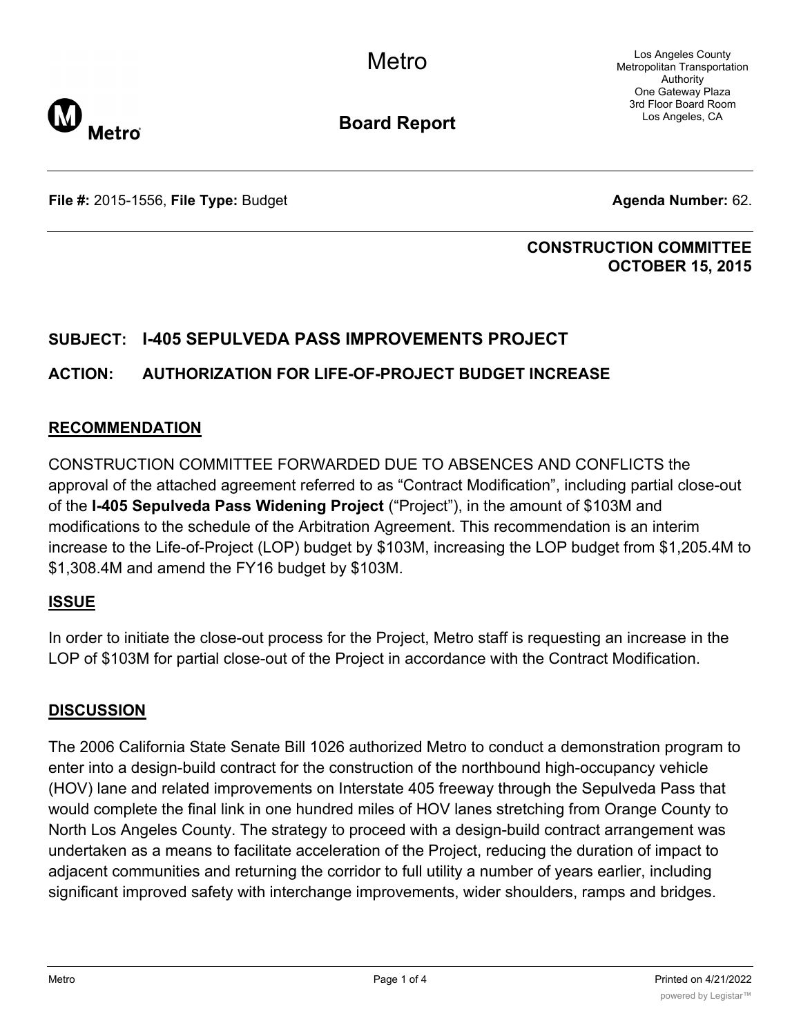Metro

Los Angeles County Metropolitan Transportation Authority
One Gateway Plaza
3rd Floor Board Room
Los Angeles, CA

**Board Report**

**File #:** 2015-1556, **File Type:** Budget **Agenda Number:** 62.

**CONSTRUCTION COMMITTEE**
**OCTOBER 15, 2015**

**SUBJECT: I-405 SEPULVEDA PASS IMPROVEMENTS PROJECT**

**ACTION: AUTHORIZATION FOR LIFE-OF-PROJECT BUDGET INCREASE**

## RECOMMENDATION

CONSTRUCTION COMMITTEE FORWARDED DUE TO ABSENCES AND CONFLICTS the approval of the attached agreement referred to as "Contract Modification", including partial close-out of the **I-405 Sepulveda Pass Widening Project** ("Project"), in the amount of $103M and modifications to the schedule of the Arbitration Agreement. This recommendation is an interim increase to the Life-of-Project (LOP) budget by $103M, increasing the LOP budget from $1,205.4M to $1,308.4M and amend the FY16 budget by $103M.

## ISSUE

In order to initiate the close-out process for the Project, Metro staff is requesting an increase in the LOP of $103M for partial close-out of the Project in accordance with the Contract Modification.

## DISCUSSION

The 2006 California State Senate Bill 1026 authorized Metro to conduct a demonstration program to enter into a design-build contract for the construction of the northbound high-occupancy vehicle (HOV) lane and related improvements on Interstate 405 freeway through the Sepulveda Pass that would complete the final link in one hundred miles of HOV lanes stretching from Orange County to North Los Angeles County. The strategy to proceed with a design-build contract arrangement was undertaken as a means to facilitate acceleration of the Project, reducing the duration of impact to adjacent communities and returning the corridor to full utility a number of years earlier, including significant improved safety with interchange improvements, wider shoulders, ramps and bridges.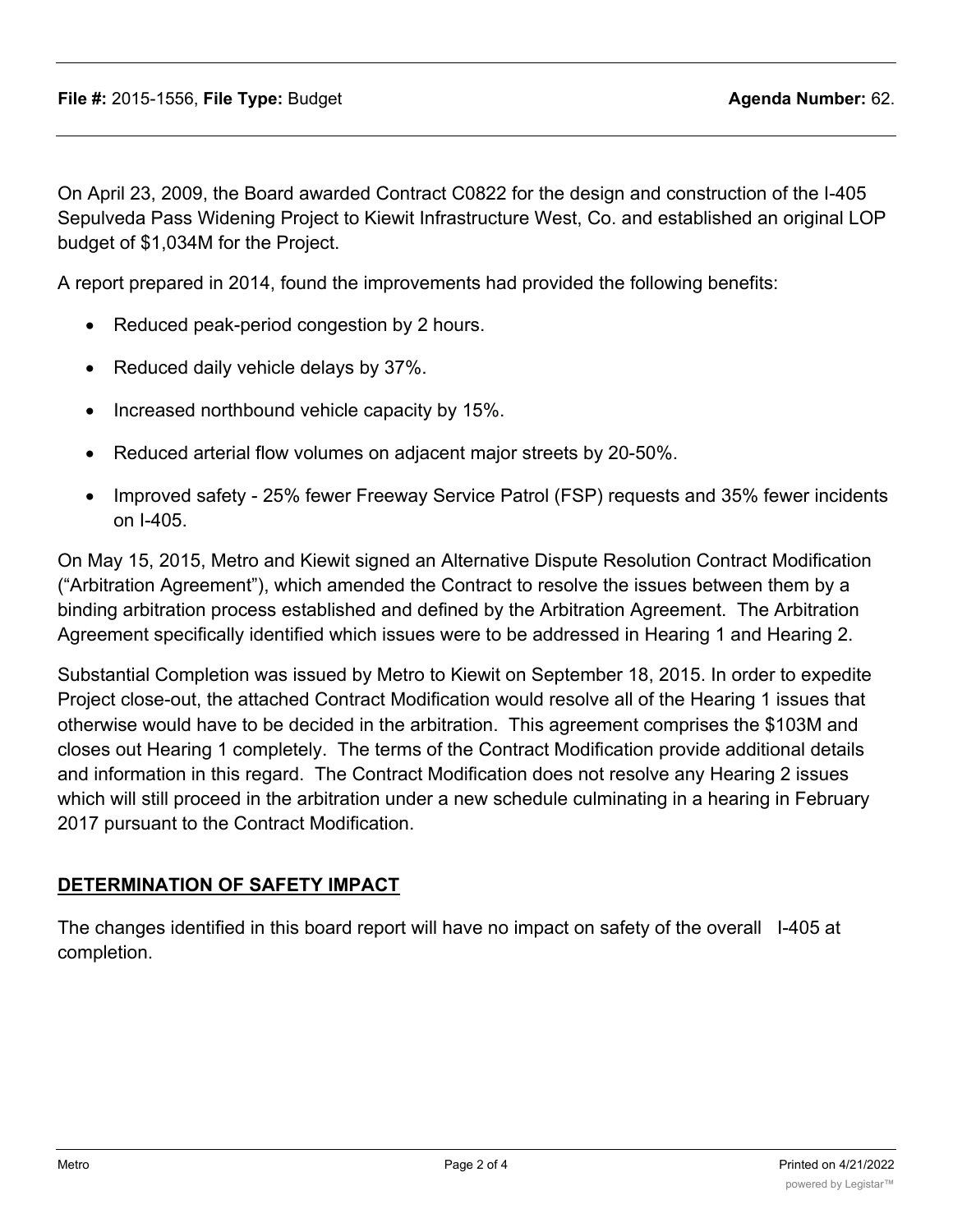On April 23, 2009, the Board awarded Contract C0822 for the design and construction of the I-405 Sepulveda Pass Widening Project to Kiewit Infrastructure West, Co. and established an original LOP budget of $1,034M for the Project.

A report prepared in 2014, found the improvements had provided the following benefits:

- Reduced peak-period congestion by 2 hours.
- Reduced daily vehicle delays by 37%.
- Increased northbound vehicle capacity by 15%.
- Reduced arterial flow volumes on adjacent major streets by 20-50%.
- Improved safety - 25% fewer Freeway Service Patrol (FSP) requests and 35% fewer incidents on I-405.

On May 15, 2015, Metro and Kiewit signed an Alternative Dispute Resolution Contract Modification ("Arbitration Agreement"), which amended the Contract to resolve the issues between them by a binding arbitration process established and defined by the Arbitration Agreement. The Arbitration Agreement specifically identified which issues were to be addressed in Hearing 1 and Hearing 2.

Substantial Completion was issued by Metro to Kiewit on September 18, 2015. In order to expedite Project close-out, the attached Contract Modification would resolve all of the Hearing 1 issues that otherwise would have to be decided in the arbitration. This agreement comprises the $103M and closes out Hearing 1 completely. The terms of the Contract Modification provide additional details and information in this regard. The Contract Modification does not resolve any Hearing 2 issues which will still proceed in the arbitration under a new schedule culminating in a hearing in February 2017 pursuant to the Contract Modification.

## DETERMINATION OF SAFETY IMPACT

The changes identified in this board report will have no impact on safety of the overall I-405 at completion.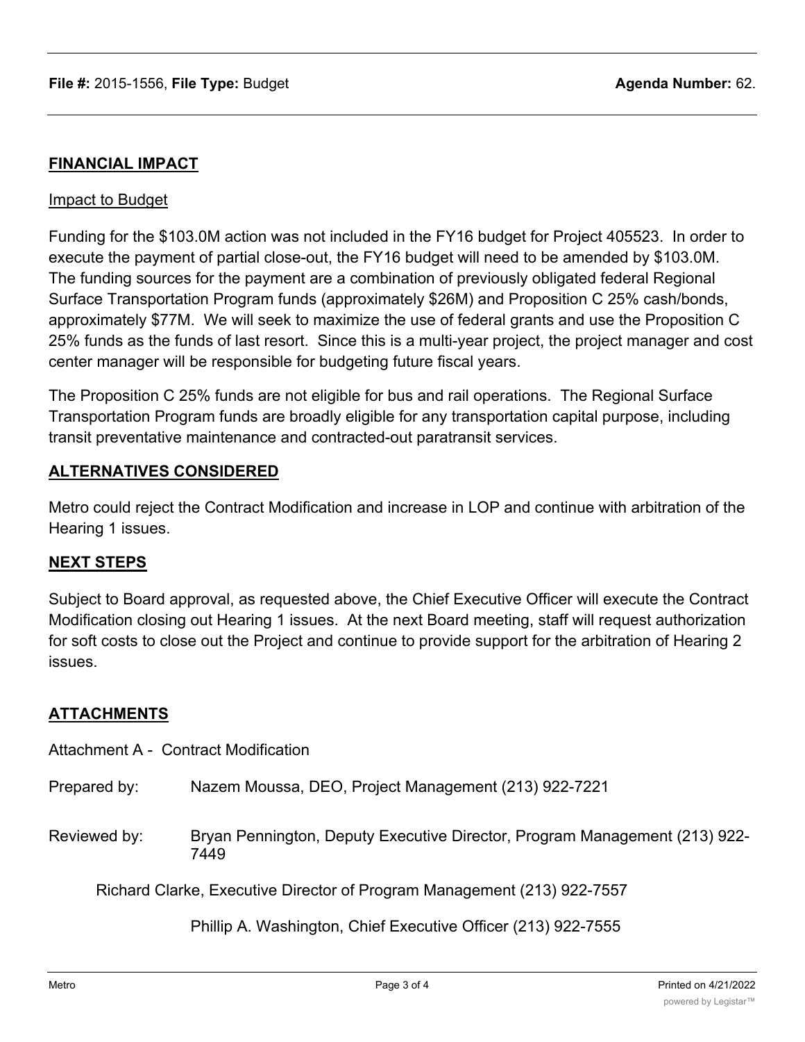**File #:** 2015-1556, **File Type:** Budget **Agenda Number:** 62.

## FINANCIAL IMPACT

Impact to Budget

Funding for the $103.0M action was not included in the FY16 budget for Project 405523. In order to execute the payment of partial close-out, the FY16 budget will need to be amended by $103.0M. The funding sources for the payment are a combination of previously obligated federal Regional Surface Transportation Program funds (approximately $26M) and Proposition C 25% cash/bonds, approximately $77M. We will seek to maximize the use of federal grants and use the Proposition C 25% funds as the funds of last resort. Since this is a multi-year project, the project manager and cost center manager will be responsible for budgeting future fiscal years.

The Proposition C 25% funds are not eligible for bus and rail operations. The Regional Surface Transportation Program funds are broadly eligible for any transportation capital purpose, including transit preventative maintenance and contracted-out paratransit services.

## ALTERNATIVES CONSIDERED

Metro could reject the Contract Modification and increase in LOP and continue with arbitration of the Hearing 1 issues.

## NEXT STEPS

Subject to Board approval, as requested above, the Chief Executive Officer will execute the Contract Modification closing out Hearing 1 issues. At the next Board meeting, staff will request authorization for soft costs to close out the Project and continue to provide support for the arbitration of Hearing 2 issues.

## ATTACHMENTS

Attachment A - Contract Modification

Prepared by: Nazem Moussa, DEO, Project Management (213) 922-7221

Reviewed by: Bryan Pennington, Deputy Executive Director, Program Management (213) 922-7449

Richard Clarke, Executive Director of Program Management (213) 922-7557

Phillip A. Washington, Chief Executive Officer (213) 922-7555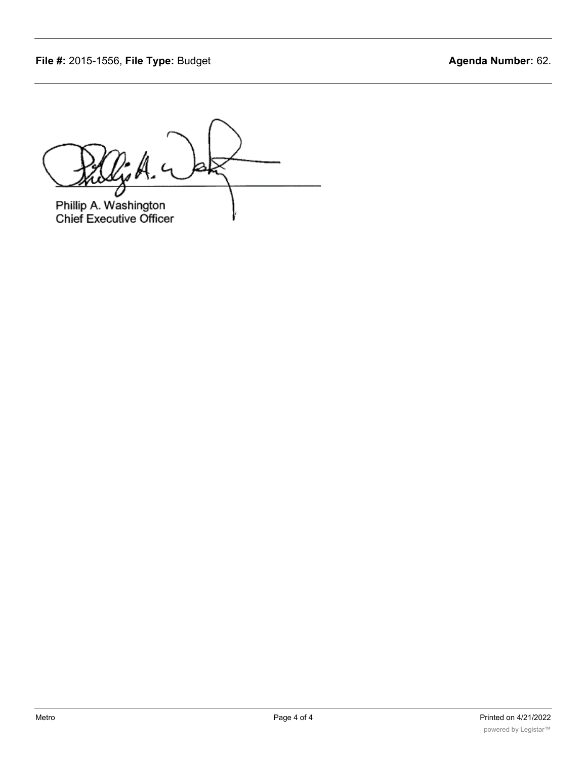Phillip A. Washington
Chief Executive Officer